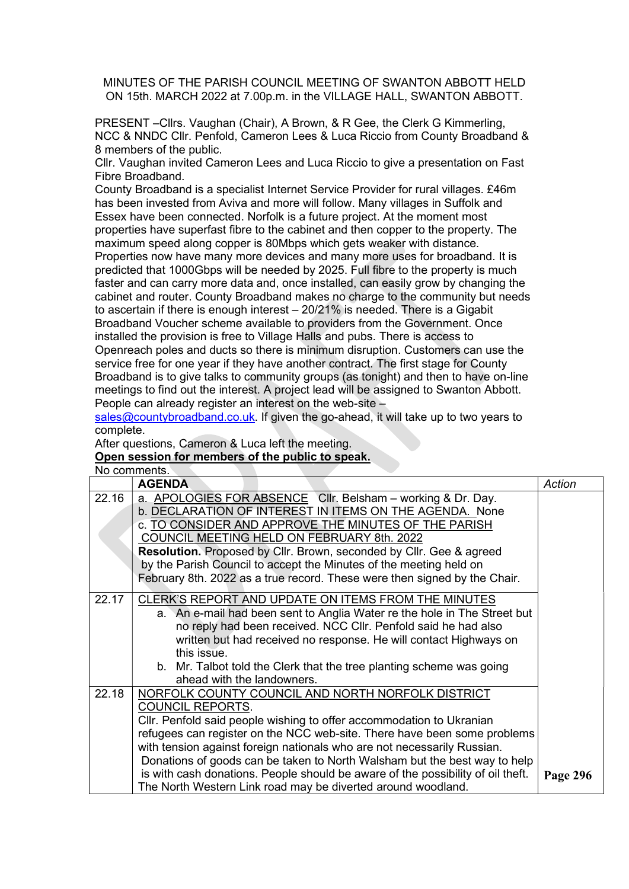MINUTES OF THE PARISH COUNCIL MEETING OF SWANTON ABBOTT HELD ON 15th. MARCH 2022 at 7.00p.m. in the VILLAGE HALL, SWANTON ABBOTT.

PRESENT –Cllrs. Vaughan (Chair), A Brown, & R Gee, the Clerk G Kimmerling, NCC & NNDC Cllr. Penfold, Cameron Lees & Luca Riccio from County Broadband & 8 members of the public.

Cllr. Vaughan invited Cameron Lees and Luca Riccio to give a presentation on Fast Fibre Broadband.

County Broadband is a specialist Internet Service Provider for rural villages. £46m has been invested from Aviva and more will follow. Many villages in Suffolk and Essex have been connected. Norfolk is a future project. At the moment most properties have superfast fibre to the cabinet and then copper to the property. The maximum speed along copper is 80Mbps which gets weaker with distance. Properties now have many more devices and many more uses for broadband. It is predicted that 1000Gbps will be needed by 2025. Full fibre to the property is much faster and can carry more data and, once installed, can easily grow by changing the cabinet and router. County Broadband makes no charge to the community but needs to ascertain if there is enough interest – 20/21% is needed. There is a Gigabit Broadband Voucher scheme available to providers from the Government. Once installed the provision is free to Village Halls and pubs. There is access to Openreach poles and ducts so there is minimum disruption. Customers can use the service free for one year if they have another contract. The first stage for County Broadband is to give talks to community groups (as tonight) and then to have on-line meetings to find out the interest. A project lead will be assigned to Swanton Abbott. People can already register an interest on the web-site – sales@countybroadband.co.uk. If given the go-ahead, it will take up to two years to complete.

After questions, Cameron & Luca left the meeting.

**Open session for members of the public to speak.**

No comments.

| | AGENDA | *Action* |
|---|---|---|
| 22.16 | a. APOLOGIES FOR ABSENCE Cllr. Belsham – working & Dr. Day.<br>b. DECLARATION OF INTEREST IN ITEMS ON THE AGENDA. None<br>c. TO CONSIDER AND APPROVE THE MINUTES OF THE PARISH COUNCIL MEETING HELD ON FEBRUARY 8th. 2022<br>**Resolution.** Proposed by Cllr. Brown, seconded by Cllr. Gee & agreed by the Parish Council to accept the Minutes of the meeting held on February 8th. 2022 as a true record. These were then signed by the Chair. | |
| 22.17 | CLERK'S REPORT AND UPDATE ON ITEMS FROM THE MINUTES<br>a. An e-mail had been sent to Anglia Water re the hole in The Street but no reply had been received. NCC Cllr. Penfold said he had also written but had received no response. He will contact Highways on this issue.<br>b. Mr. Talbot told the Clerk that the tree planting scheme was going ahead with the landowners. | |
| 22.18 | NORFOLK COUNTY COUNCIL AND NORTH NORFOLK DISTRICT COUNCIL REPORTS.<br>Cllr. Penfold said people wishing to offer accommodation to Ukranian refugees can register on the NCC web-site. There have been some problems with tension against foreign nationals who are not necessarily Russian. Donations of goods can be taken to North Walsham but the best way to help is with cash donations. People should be aware of the possibility of oil theft. The North Western Link road may be diverted around woodland. | |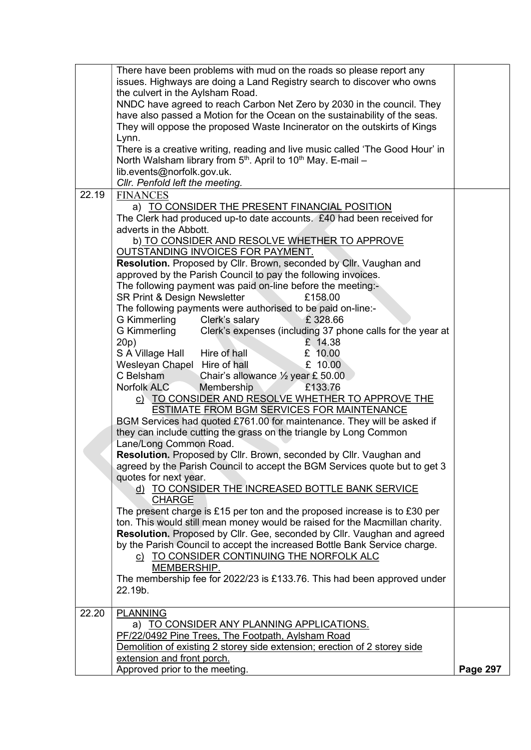| | | |
|---|---|---|
| | There have been problems with mud on the roads so please report any issues. Highways are doing a Land Registry search to discover who owns the culvert in the Aylsham Road.<br>NNDC have agreed to reach Carbon Net Zero by 2030 in the council. They have also passed a Motion for the Ocean on the sustainability of the seas. They will oppose the proposed Waste Incinerator on the outskirts of Kings Lynn.<br>There is a creative writing, reading and live music called 'The Good Hour' in North Walsham library from 5th. April to 10th May. E-mail – lib.events@norfolk.gov.uk.<br>*Cllr. Penfold left the meeting.* | |
| 22.19 | <u>FINANCES</u><br>a) <u>TO CONSIDER THE PRESENT FINANCIAL POSITION</u><br>The Clerk had produced up-to date accounts. £40 had been received for adverts in the Abbott.<br>b) <u>TO CONSIDER AND RESOLVE WHETHER TO APPROVE OUTSTANDING INVOICES FOR PAYMENT.</u><br>**Resolution.** Proposed by Cllr. Brown, seconded by Cllr. Vaughan and approved by the Parish Council to pay the following invoices.<br>The following payment was paid on-line before the meeting:-<br>SR Print & Design Newsletter £158.00<br>The following payments were authorised to be paid on-line:-<br>G Kimmerling Clerk's salary £ 328.66<br>G Kimmerling Clerk's expenses (including 37 phone calls for the year at 20p) £ 14.38<br>S A Village Hall Hire of hall £ 10.00<br>Wesleyan Chapel Hire of hall £ 10.00<br>C Belsham Chair's allowance ½ year £ 50.00<br>Norfolk ALC Membership £133.76<br>c) <u>TO CONSIDER AND RESOLVE WHETHER TO APPROVE THE ESTIMATE FROM BGM SERVICES FOR MAINTENANCE</u><br>BGM Services had quoted £761.00 for maintenance. They will be asked if they can include cutting the grass on the triangle by Long Common Lane/Long Common Road.<br>**Resolution.** Proposed by Cllr. Brown, seconded by Cllr. Vaughan and agreed by the Parish Council to accept the BGM Services quote but to get 3 quotes for next year.<br>d) <u>TO CONSIDER THE INCREASED BOTTLE BANK SERVICE CHARGE</u><br>The present charge is £15 per ton and the proposed increase is to £30 per ton. This would still mean money would be raised for the Macmillan charity.<br>**Resolution.** Proposed by Cllr. Gee, seconded by Cllr. Vaughan and agreed by the Parish Council to accept the increased Bottle Bank Service charge.<br>c) <u>TO CONSIDER CONTINUING THE NORFOLK ALC MEMBERSHIP.</u><br>The membership fee for 2022/23 is £133.76. This had been approved under 22.19b. | |
| 22.20 | <u>PLANNING</u><br>a) <u>TO CONSIDER ANY PLANNING APPLICATIONS.</u><br><u>PF/22/0492 Pine Trees, The Footpath, Aylsham Road</u><br><u>Demolition of existing 2 storey side extension; erection of 2 storey side extension and front porch.</u><br>Approved prior to the meeting. | **Page 297** |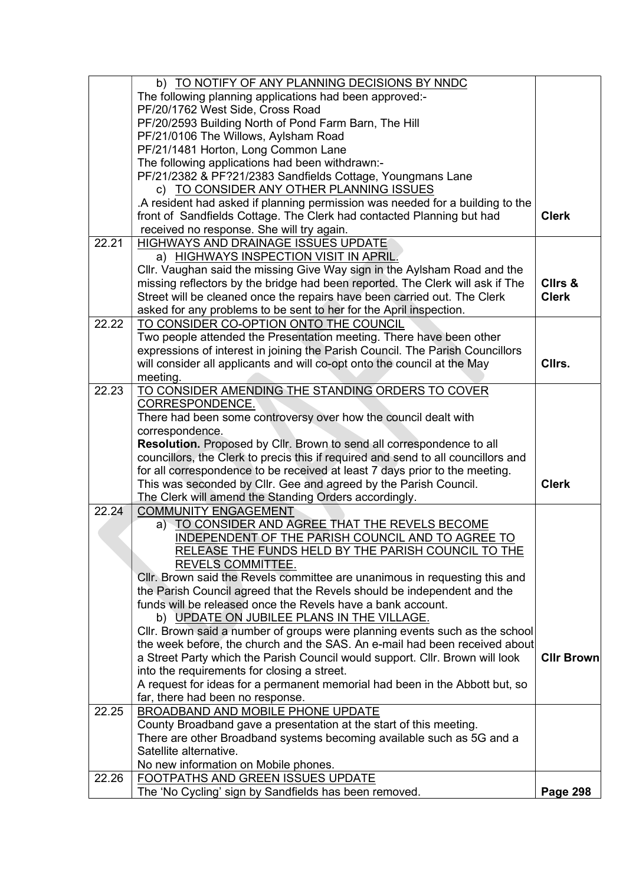| | | |
|---|---|---|
| | b) TO NOTIFY OF ANY PLANNING DECISIONS BY NNDC<br>The following planning applications had been approved:-<br>PF/20/1762 West Side, Cross Road<br>PF/20/2593 Building North of Pond Farm Barn, The Hill<br>PF/21/0106 The Willows, Aylsham Road<br>PF/21/1481 Horton, Long Common Lane<br>The following applications had been withdrawn:-<br>PF/21/2382 & PF?21/2383 Sandfields Cottage, Youngmans Lane<br>c) TO CONSIDER ANY OTHER PLANNING ISSUES<br>.A resident had asked if planning permission was needed for a building to the front of Sandfields Cottage. The Clerk had contacted Planning but had received no response. She will try again. | **Clerk** |
| 22.21 | HIGHWAYS AND DRAINAGE ISSUES UPDATE<br>a) HIGHWAYS INSPECTION VISIT IN APRIL.<br>Cllr. Vaughan said the missing Give Way sign in the Aylsham Road and the missing reflectors by the bridge had been reported. The Clerk will ask if The Street will be cleaned once the repairs have been carried out. The Clerk asked for any problems to be sent to her for the April inspection. | **Cllrs & Clerk** |
| 22.22 | TO CONSIDER CO-OPTION ONTO THE COUNCIL<br>Two people attended the Presentation meeting. There have been other expressions of interest in joining the Parish Council. The Parish Councillors will consider all applicants and will co-opt onto the council at the May meeting. | **Cllrs.** |
| 22.23 | TO CONSIDER AMENDING THE STANDING ORDERS TO COVER CORRESPONDENCE.<br>There had been some controversy over how the council dealt with correspondence.<br>**Resolution.** Proposed by Cllr. Brown to send all correspondence to all councillors, the Clerk to precis this if required and send to all councillors and for all correspondence to be received at least 7 days prior to the meeting. This was seconded by Cllr. Gee and agreed by the Parish Council.<br>The Clerk will amend the Standing Orders accordingly. | **Clerk** |
| 22.24 | COMMUNITY ENGAGEMENT<br>a) TO CONSIDER AND AGREE THAT THE REVELS BECOME INDEPENDENT OF THE PARISH COUNCIL AND TO AGREE TO RELEASE THE FUNDS HELD BY THE PARISH COUNCIL TO THE REVELS COMMITTEE.<br>Cllr. Brown said the Revels committee are unanimous in requesting this and the Parish Council agreed that the Revels should be independent and the funds will be released once the Revels have a bank account.<br>b) UPDATE ON JUBILEE PLANS IN THE VILLAGE.<br>Cllr. Brown said a number of groups were planning events such as the school the week before, the church and the SAS. An e-mail had been received about a Street Party which the Parish Council would support. Cllr. Brown will look into the requirements for closing a street.<br>A request for ideas for a permanent memorial had been in the Abbott but, so far, there had been no response. | **Cllr Brown** |
| 22.25 | BROADBAND AND MOBILE PHONE UPDATE<br>County Broadband gave a presentation at the start of this meeting.<br>There are other Broadband systems becoming available such as 5G and a Satellite alternative.<br>No new information on Mobile phones. | |
| 22.26 | FOOTPATHS AND GREEN ISSUES UPDATE<br>The 'No Cycling' sign by Sandfields has been removed. | |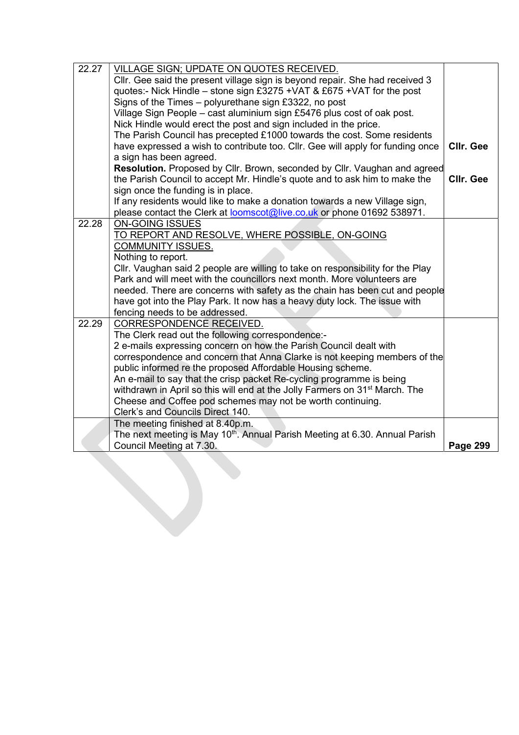| | | |
|---|---|---|
| 22.27 | VILLAGE SIGN; UPDATE ON QUOTES RECEIVED.<br>Cllr. Gee said the present village sign is beyond repair. She had received 3 quotes:- Nick Hindle – stone sign £3275 +VAT & £675 +VAT for the post<br>Signs of the Times – polyurethane sign £3322, no post<br>Village Sign People – cast aluminium sign £5476 plus cost of oak post.<br>Nick Hindle would erect the post and sign included in the price.<br>The Parish Council has precepted £1000 towards the cost. Some residents have expressed a wish to contribute too. Cllr. Gee will apply for funding once a sign has been agreed.<br>**Resolution.** Proposed by Cllr. Brown, seconded by Cllr. Vaughan and agreed the Parish Council to accept Mr. Hindle's quote and to ask him to make the sign once the funding is in place.<br>If any residents would like to make a donation towards a new Village sign, please contact the Clerk at loomscot@live.co.uk or phone 01692 538971. | **Cllr. Gee**<br><br>**Cllr. Gee** |
| 22.28 | ON-GOING ISSUES<br>TO REPORT AND RESOLVE, WHERE POSSIBLE, ON-GOING COMMUNITY ISSUES.<br>Nothing to report.<br>Cllr. Vaughan said 2 people are willing to take on responsibility for the Play Park and will meet with the councillors next month. More volunteers are needed. There are concerns with safety as the chain has been cut and people have got into the Play Park. It now has a heavy duty lock. The issue with fencing needs to be addressed. | |
| 22.29 | CORRESPONDENCE RECEIVED.<br>The Clerk read out the following correspondence:-<br>2 e-mails expressing concern on how the Parish Council dealt with correspondence and concern that Anna Clarke is not keeping members of the public informed re the proposed Affordable Housing scheme.<br>An e-mail to say that the crisp packet Re-cycling programme is being withdrawn in April so this will end at the Jolly Farmers on 31st March. The Cheese and Coffee pod schemes may not be worth continuing.<br>Clerk's and Councils Direct 140. | |
| | The meeting finished at 8.40p.m.<br>The next meeting is May 10th. Annual Parish Meeting at 6.30. Annual Parish Council Meeting at 7.30. | |